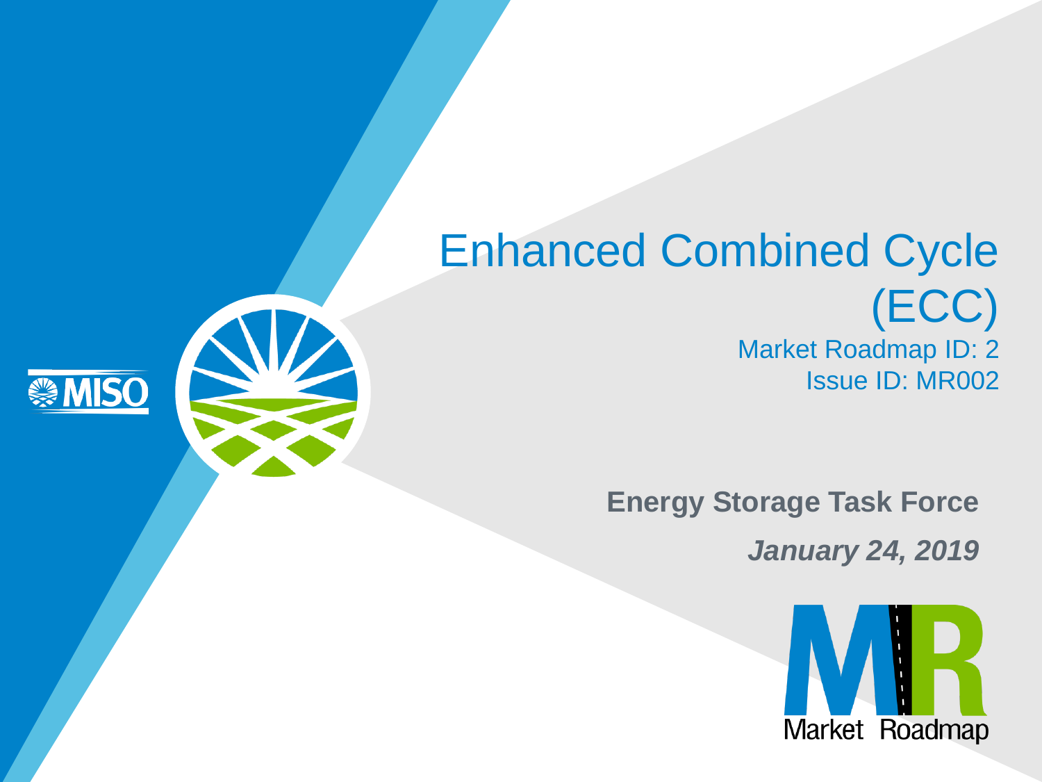# Enhanced Combined Cycle (ECC)

Market Roadmap ID: 2

Issue ID: MR002

**Energy Storage Task Force**

***January 24, 2019***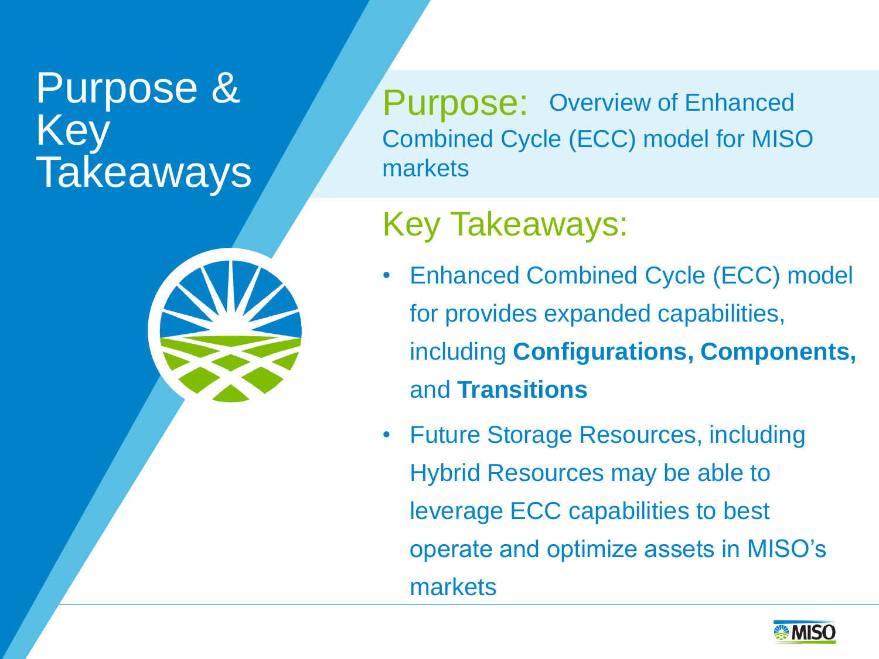# Purpose & Key Takeaways

## Purpose: Overview of Enhanced Combined Cycle (ECC) model for MISO markets

## Key Takeaways:

- Enhanced Combined Cycle (ECC) model for provides expanded capabilities, including **Configurations, Components,** and **Transitions**
- Future Storage Resources, including Hybrid Resources may be able to leverage ECC capabilities to best operate and optimize assets in MISO's markets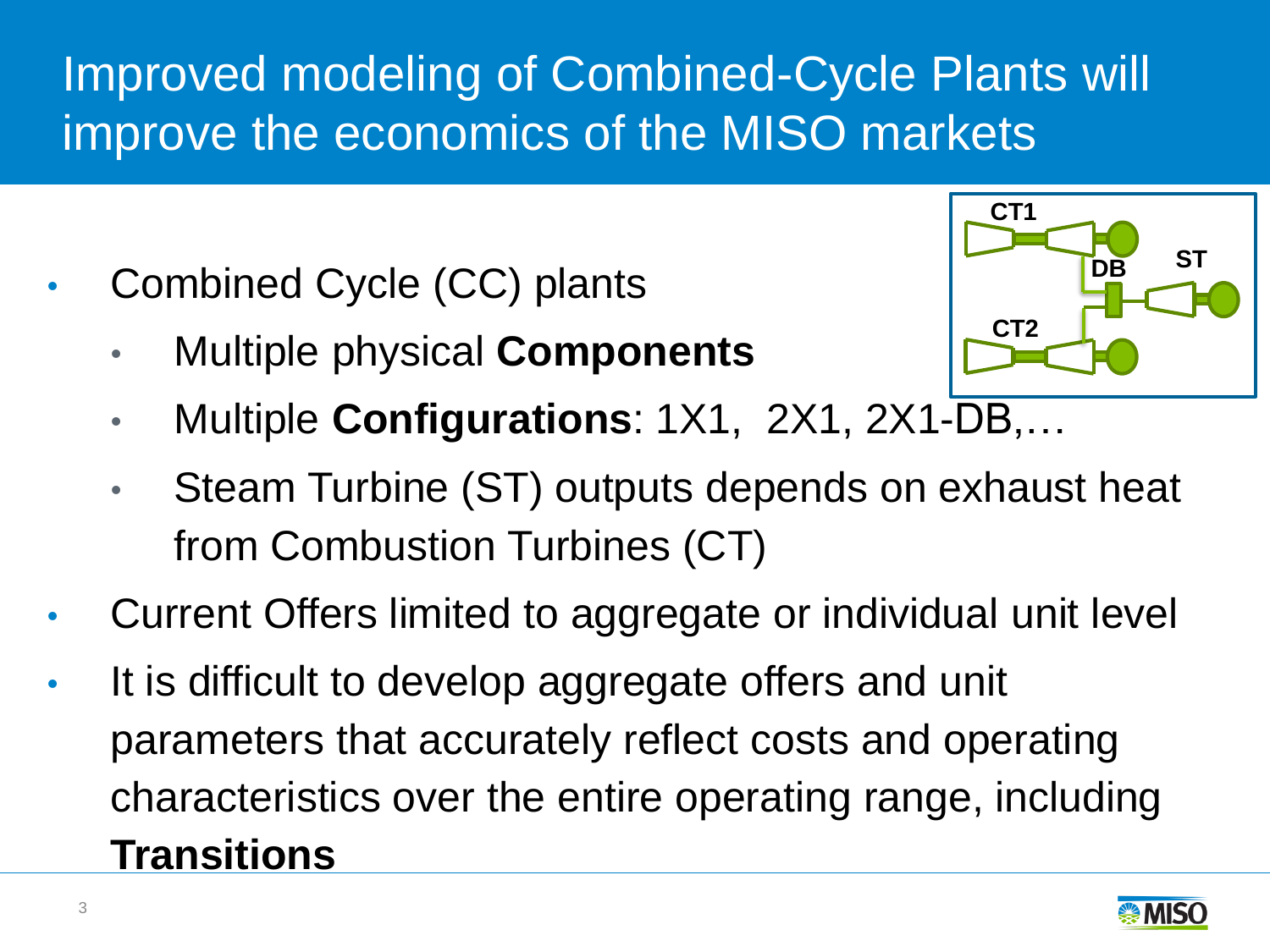# Improved modeling of Combined-Cycle Plants will improve the economics of the MISO markets

- Combined Cycle (CC) plants
  - Multiple physical **Components**
  - Multiple **Configurations**: 1X1, 2X1, 2X1-DB,…
  - Steam Turbine (ST) outputs depends on exhaust heat from Combustion Turbines (CT)
- Current Offers limited to aggregate or individual unit level
- It is difficult to develop aggregate offers and unit parameters that accurately reflect costs and operating characteristics over the entire operating range, including **Transitions**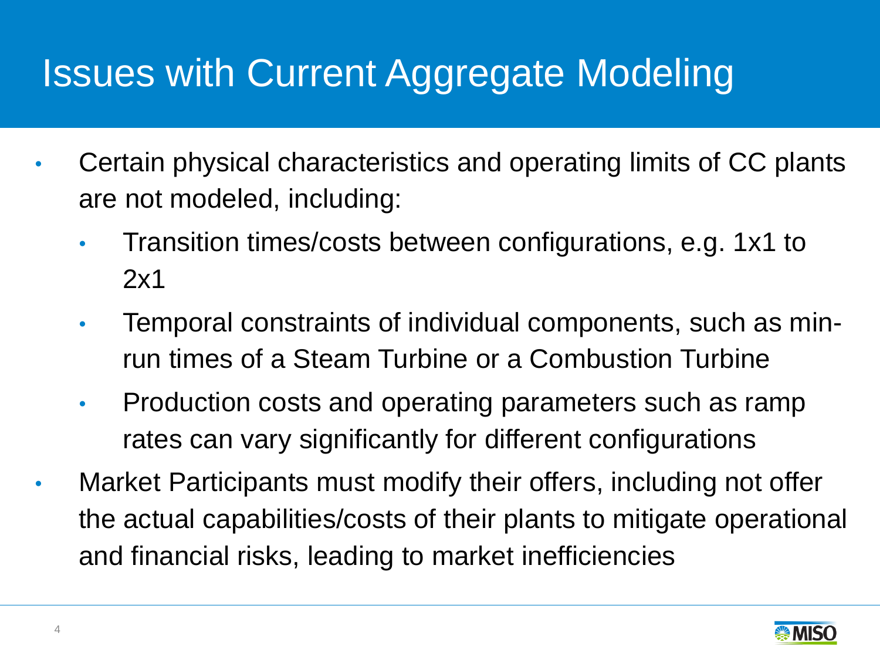# Issues with Current Aggregate Modeling

- Certain physical characteristics and operating limits of CC plants are not modeled, including:
  - Transition times/costs between configurations, e.g. 1x1 to 2x1
  - Temporal constraints of individual components, such as min-run times of a Steam Turbine or a Combustion Turbine
  - Production costs and operating parameters such as ramp rates can vary significantly for different configurations
- Market Participants must modify their offers, including not offer the actual capabilities/costs of their plants to mitigate operational and financial risks, leading to market inefficiencies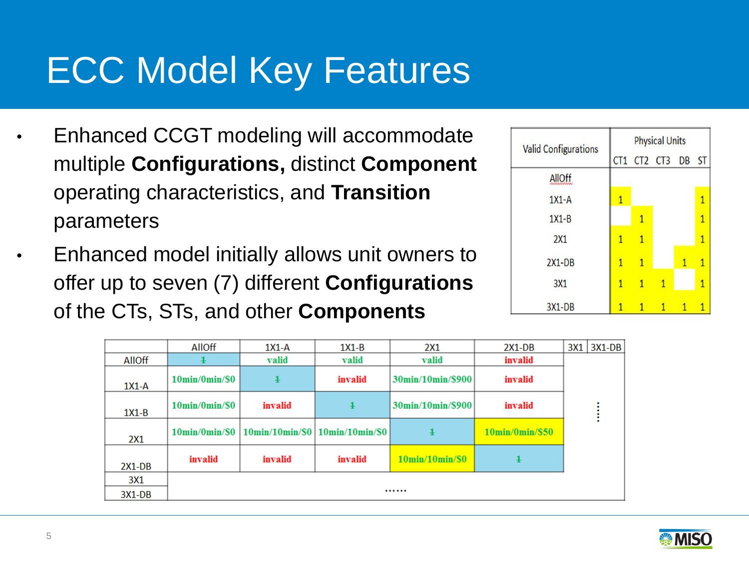# ECC Model Key Features

- Enhanced CCGT modeling will accommodate multiple **Configurations,** distinct **Component** operating characteristics, and **Transition** parameters
- Enhanced model initially allows unit owners to offer up to seven (7) different **Configurations** of the CTs, STs, and other **Components**

| Valid Configurations | CT1 | CT2 | CT3 | DB | ST |
|---|---|---|---|---|---|
| AllOff | | | | | |
| 1X1-A | 1 | | | | 1 |
| 1X1-B | | 1 | | | 1 |
| 2X1 | 1 | 1 | | | 1 |
| 2X1-DB | 1 | 1 | | 1 | 1 |
| 3X1 | 1 | 1 | 1 | | 1 |
| 3X1-DB | 1 | 1 | 1 | 1 | 1 |

| | AllOff | 1X1-A | 1X1-B | 2X1 | 2X1-DB | 3X1 | 3X1-DB |
|---|---|---|---|---|---|---|---|
| AllOff | ~~1~~ | valid | valid | valid | invalid | ...... | |
| 1X1-A | 10min/0min/$0 | ~~1~~ | invalid | 30min/10min/$900 | invalid | | |
| 1X1-B | 10min/0min/$0 | invalid | ~~1~~ | 30min/10min/$900 | invalid | | |
| 2X1 | 10min/0min/$0 | 10min/10min/$0 | 10min/10min/$0 | ~~1~~ | 10min/0min/$50 | | |
| 2X1-DB | invalid | invalid | invalid | 10min/10min/$0 | ~~1~~ | | |
| 3X1 | ...... | | | | | | |
| 3X1-DB | | | | | | | |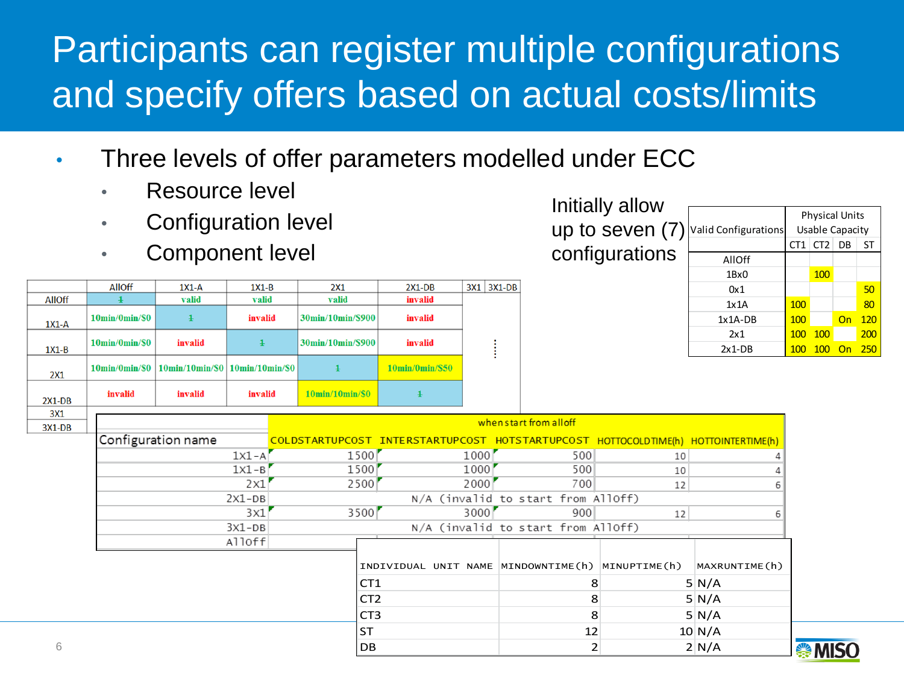# Participants can register multiple configurations and specify offers based on actual costs/limits

- Three levels of offer parameters modelled under ECC
  - Resource level
  - Configuration level
  - Component level

Initially allow up to seven (7) configurations

| Valid Configurations | Physical Units Usable Capacity | | | |
|---|---|---|---|---|
| | CT1 | CT2 | DB | ST |
| AllOff | | | | |
| 1Bx0 | | 100 | | |
| 0x1 | | | | 50 |
| 1x1A | 100 | | | 80 |
| 1x1A-DB | 100 | | On | 120 |
| 2x1 | 100 | 100 | | 200 |
| 2x1-DB | 100 | 100 | On | 250 |

| | AllOff | 1X1-A | 1X1-B | 2X1 | 2X1-DB | 3X1 | 3X1-DB |
|---|---|---|---|---|---|---|---|
| AllOff | 1 | valid | valid | valid | invalid | | |
| 1X1-A | 10min/0min/$0 | 1 | invalid | 30min/10min/$900 | invalid | | |
| 1X1-B | 10min/0min/$0 | invalid | 1 | 30min/10min/$900 | invalid | ⋮ | |
| 2X1 | 10min/0min/$0 | 10min/10min/$0 | 10min/10min/$0 | 1 | 10min/0min/$50 | | |
| 2X1-DB | invalid | invalid | invalid | 10min/10min/$0 | 1 | | |
| 3X1 | | | | | | | |
| 3X1-DB | | | | | | | |

| Configuration name | COLDSTARTUPCOST (when start from alloff) | INTERSTARTUPCOST | HOTSTARTUPCOST | HOTTOCOLDTIME(h) | HOTTOINTERTIME(h) |
|---|---|---|---|---|---|
| 1x1-A | 1500 | 1000 | 500 | 10 | 4 |
| 1x1-B | 1500 | 1000 | 500 | 10 | 4 |
| 2x1 | 2500 | 2000 | 700 | 12 | 6 |
| 2x1-DB | N/A (invalid to start from Alloff) | | | | |
| 3x1 | 3500 | 3000 | 900 | 12 | 6 |
| 3x1-DB | N/A (invalid to start from Alloff) | | | | |
| Alloff | | | | | |

| INDIVIDUAL UNIT NAME | MINDOWNTIME(h) | MINUPTIME(h) | MAXRUNTIME(h) |
|---|---|---|---|
| CT1 | 8 | 5 | N/A |
| CT2 | 8 | 5 | N/A |
| CT3 | 8 | 5 | N/A |
| ST | 12 | 10 | N/A |
| DB | 2 | 2 | N/A |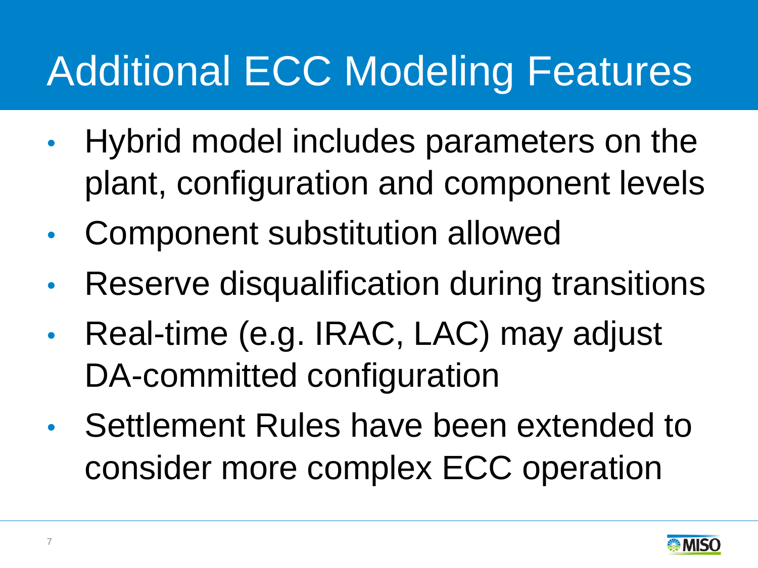# Additional ECC Modeling Features

- Hybrid model includes parameters on the plant, configuration and component levels
- Component substitution allowed
- Reserve disqualification during transitions
- Real-time (e.g. IRAC, LAC) may adjust DA-committed configuration
- Settlement Rules have been extended to consider more complex ECC operation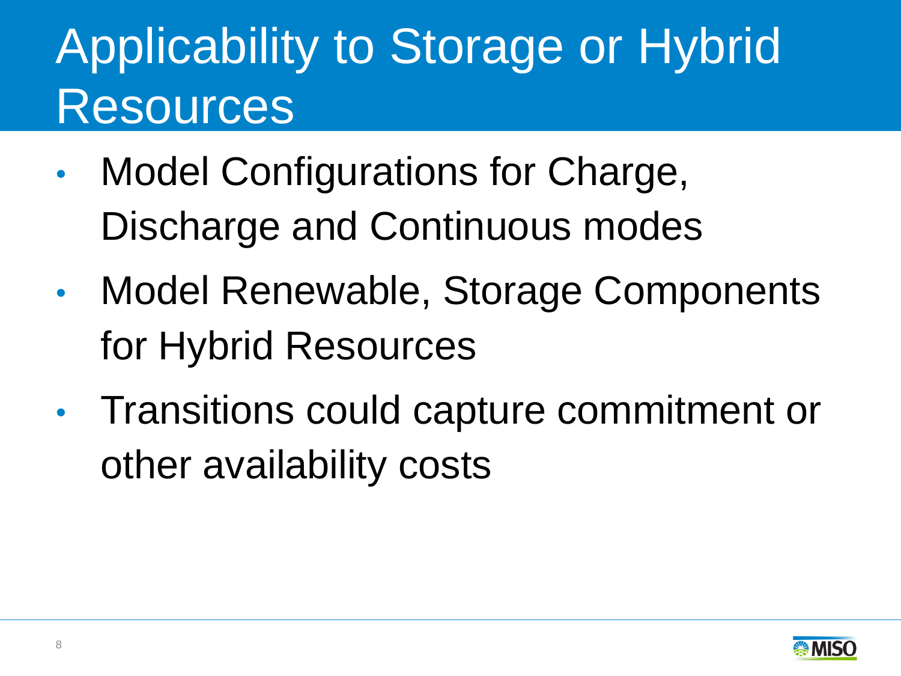# Applicability to Storage or Hybrid Resources

- Model Configurations for Charge, Discharge and Continuous modes
- Model Renewable, Storage Components for Hybrid Resources
- Transitions could capture commitment or other availability costs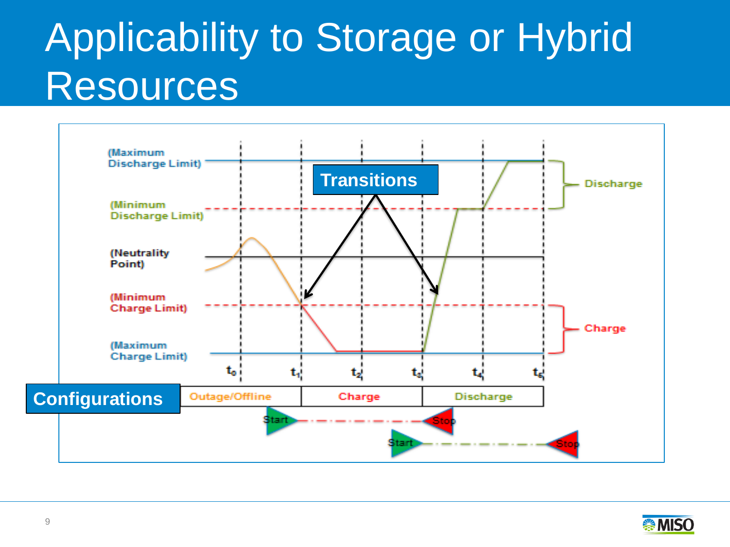# Applicability to Storage or Hybrid Resources

(Maximum Discharge Limit)

(Minimum Discharge Limit)

(Neutrality Point)

(Minimum Charge Limit)

(Maximum Charge Limit)

Transitions

Discharge

Charge

$t_0$ $t_1$ $t_2$ $t_3$ $t_4$ $t_5$

| Configurations | Outage/Offline | Charge | Discharge |
|---|---|---|---|

Start — Stop

Start — Stop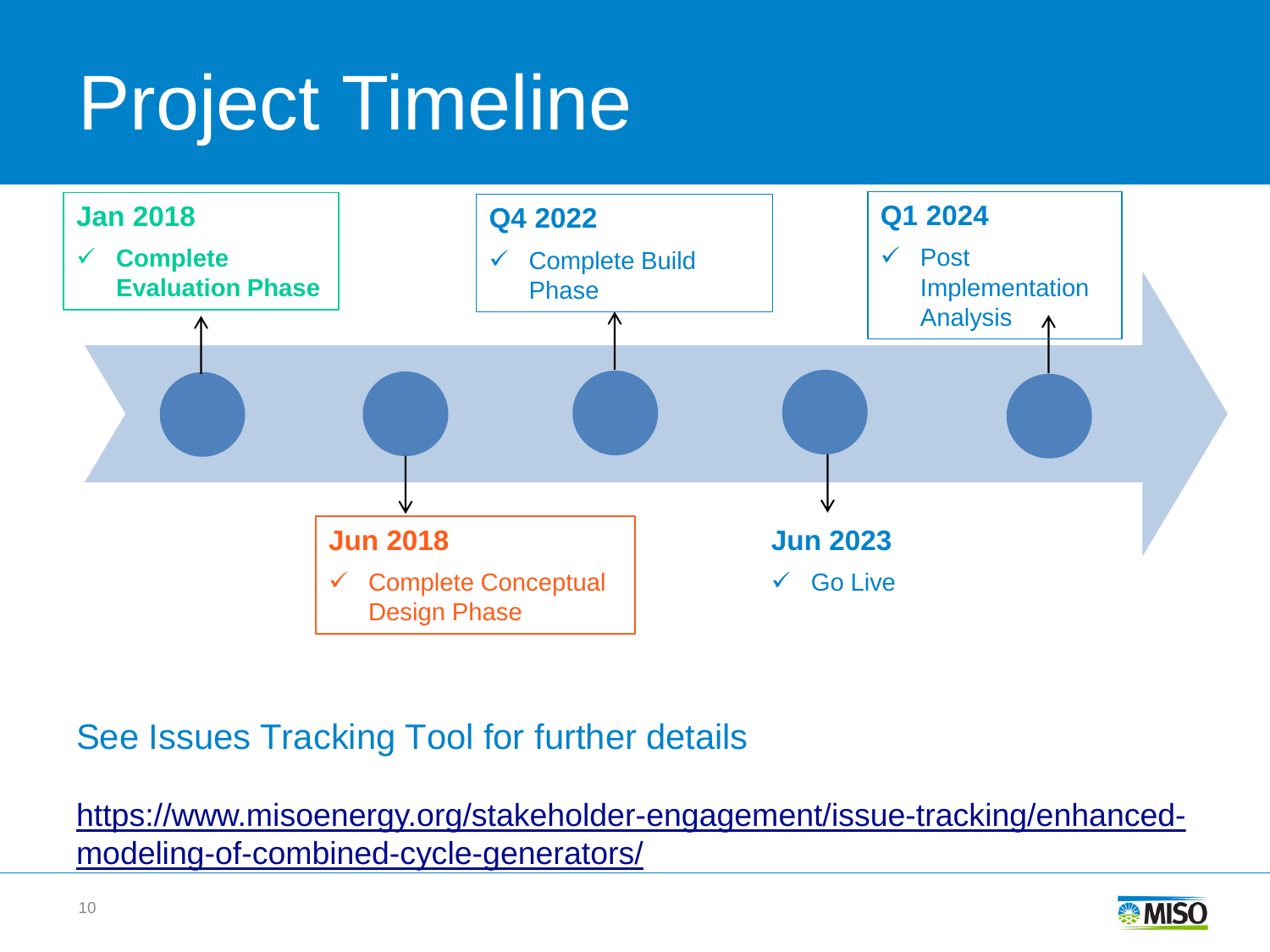# Project Timeline

**Jan 2018**

- ✓ **Complete Evaluation Phase**

**Jun 2018**

- ✓ Complete Conceptual Design Phase

**Q4 2022**

- ✓ Complete Build Phase

**Jun 2023**

- ✓ Go Live

**Q1 2024**

- ✓ Post Implementation Analysis

See Issues Tracking Tool for further details

[https://www.misoenergy.org/stakeholder-engagement/issue-tracking/enhanced-modeling-of-combined-cycle-generators/](https://www.misoenergy.org/stakeholder-engagement/issue-tracking/enhanced-modeling-of-combined-cycle-generators/)